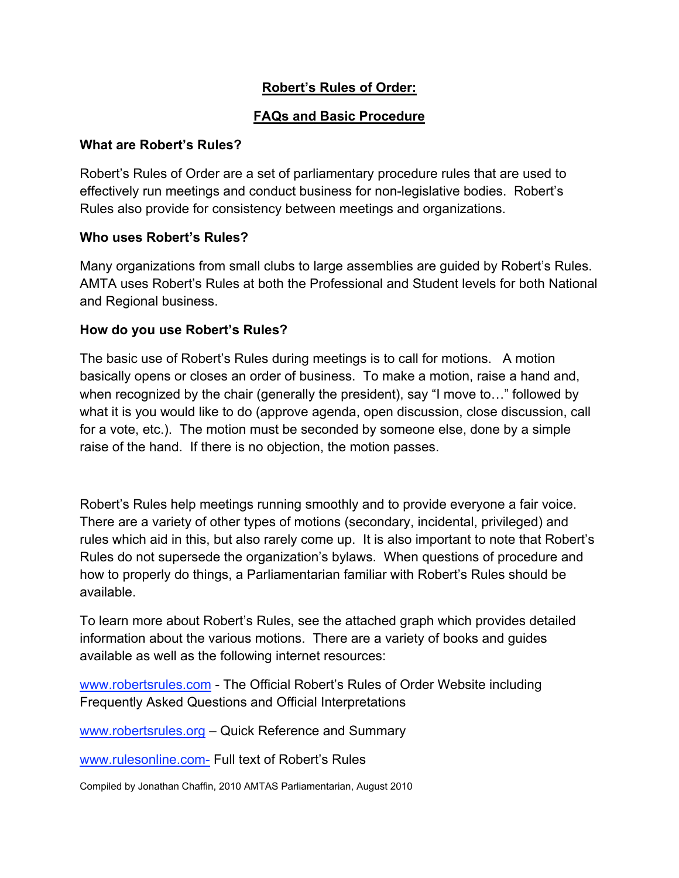# Robert's Rules of Order:

## FAQs and Basic Procedure

### What are Robert's Rules?

Robert's Rules of Order are a set of parliamentary procedure rules that are used to effectively run meetings and conduct business for non-legislative bodies. Robert's Rules also provide for consistency between meetings and organizations.

### Who uses Robert's Rules?

Many organizations from small clubs to large assemblies are guided by Robert's Rules. AMTA uses Robert's Rules at both the Professional and Student levels for both National and Regional business.

### How do you use Robert's Rules?

The basic use of Robert's Rules during meetings is to call for motions. A motion basically opens or closes an order of business. To make a motion, raise a hand and, when recognized by the chair (generally the president), say "I move to…" followed by what it is you would like to do (approve agenda, open discussion, close discussion, call for a vote, etc.). The motion must be seconded by someone else, done by a simple raise of the hand. If there is no objection, the motion passes.

Robert's Rules help meetings running smoothly and to provide everyone a fair voice. There are a variety of other types of motions (secondary, incidental, privileged) and rules which aid in this, but also rarely come up. It is also important to note that Robert's Rules do not supersede the organization's bylaws. When questions of procedure and how to properly do things, a Parliamentarian familiar with Robert's Rules should be available.

To learn more about Robert's Rules, see the attached graph which provides detailed information about the various motions. There are a variety of books and guides available as well as the following internet resources:

www.robertsrules.com - The Official Robert's Rules of Order Website including Frequently Asked Questions and Official Interpretations

www.robertsrules.org – Quick Reference and Summary

www.rulesonline.com- Full text of Robert's Rules

Compiled by Jonathan Chaffin, 2010 AMTAS Parliamentarian, August 2010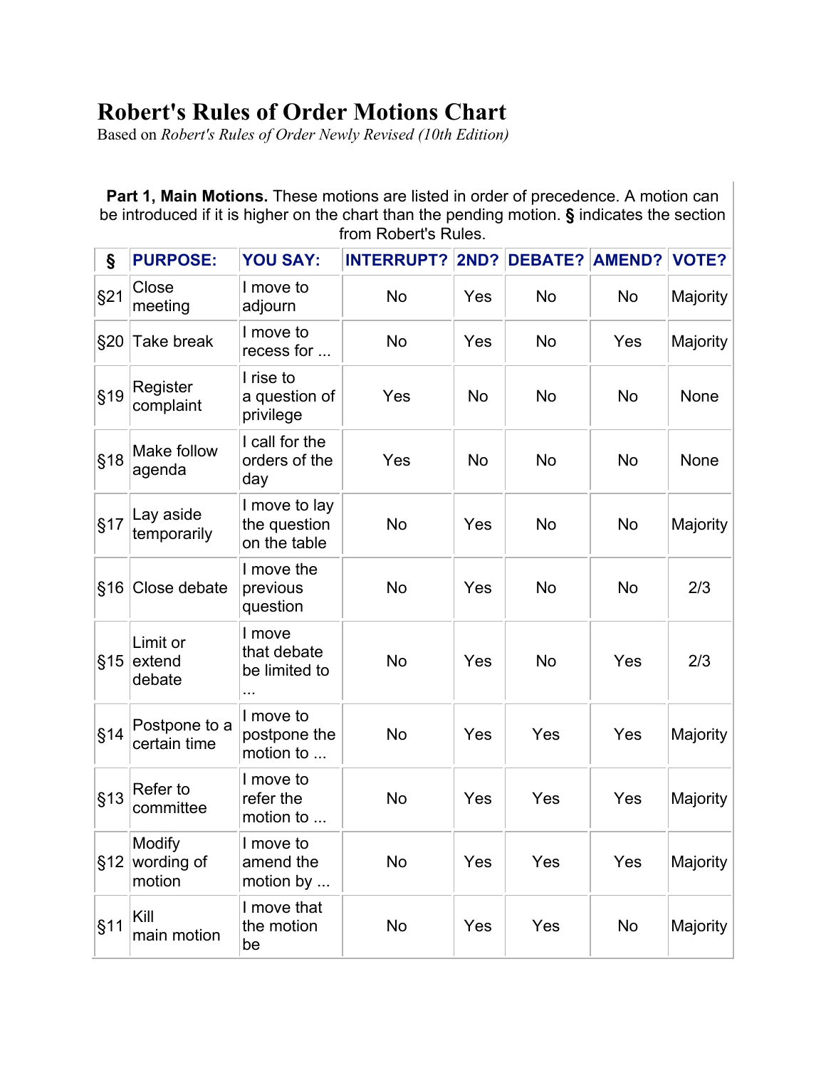# Robert's Rules of Order Motions Chart

Based on *Robert's Rules of Order Newly Revised (10th Edition)*

**Part 1, Main Motions.** These motions are listed in order of precedence. A motion can be introduced if it is higher on the chart than the pending motion. **§** indicates the section from Robert's Rules.

| § | PURPOSE: | YOU SAY: | INTERRUPT? | 2ND? | DEBATE? | AMEND? | VOTE? |
|---|---|---|---|---|---|---|---|
| §21 | Close meeting | I move to adjourn | No | Yes | No | No | Majority |
| §20 | Take break | I move to recess for ... | No | Yes | No | Yes | Majority |
| §19 | Register complaint | I rise to a question of privilege | Yes | No | No | No | None |
| §18 | Make follow agenda | I call for the orders of the day | Yes | No | No | No | None |
| §17 | Lay aside temporarily | I move to lay the question on the table | No | Yes | No | No | Majority |
| §16 | Close debate | I move the previous question | No | Yes | No | No | 2/3 |
| §15 | Limit or extend debate | I move that debate be limited to ... | No | Yes | No | Yes | 2/3 |
| §14 | Postpone to a certain time | I move to postpone the motion to ... | No | Yes | Yes | Yes | Majority |
| §13 | Refer to committee | I move to refer the motion to ... | No | Yes | Yes | Yes | Majority |
| §12 | Modify wording of motion | I move to amend the motion by ... | No | Yes | Yes | Yes | Majority |
| §11 | Kill main motion | I move that the motion be | No | Yes | Yes | No | Majority |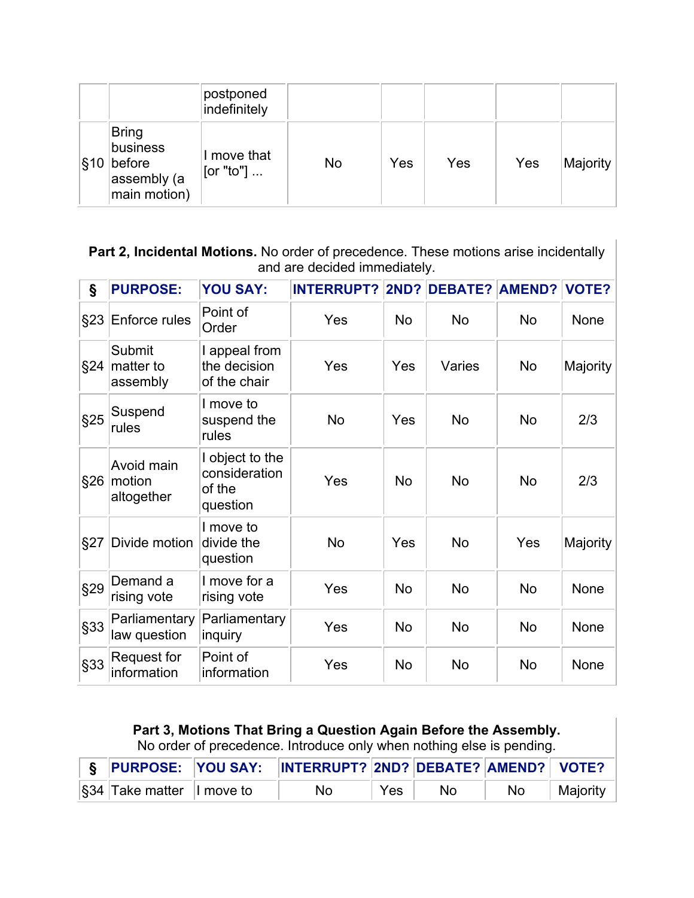| | | postponed indefinitely | | | | | |
|---|---|---|---|---|---|---|---|
| §10 | Bring business before assembly (a main motion) | I move that [or "to"] ... | No | Yes | Yes | Yes | Majority |

**Part 2, Incidental Motions.** No order of precedence. These motions arise incidentally and are decided immediately.

| § | PURPOSE: | YOU SAY: | INTERRUPT? | 2ND? | DEBATE? | AMEND? | VOTE? |
|---|---|---|---|---|---|---|---|
| §23 | Enforce rules | Point of Order | Yes | No | No | No | None |
| §24 | Submit matter to assembly | I appeal from the decision of the chair | Yes | Yes | Varies | No | Majority |
| §25 | Suspend rules | I move to suspend the rules | No | Yes | No | No | 2/3 |
| §26 | Avoid main motion altogether | I object to the consideration of the question | Yes | No | No | No | 2/3 |
| §27 | Divide motion | I move to divide the question | No | Yes | No | Yes | Majority |
| §29 | Demand a rising vote | I move for a rising vote | Yes | No | No | No | None |
| §33 | Parliamentary law question | Parliamentary inquiry | Yes | No | No | No | None |
| §33 | Request for information | Point of information | Yes | No | No | No | None |

**Part 3, Motions That Bring a Question Again Before the Assembly.** No order of precedence. Introduce only when nothing else is pending.

| § | PURPOSE: | YOU SAY: | INTERRUPT? | 2ND? | DEBATE? | AMEND? | VOTE? |
|---|---|---|---|---|---|---|---|
| §34 | Take matter | I move to | No | Yes | No | No | Majority |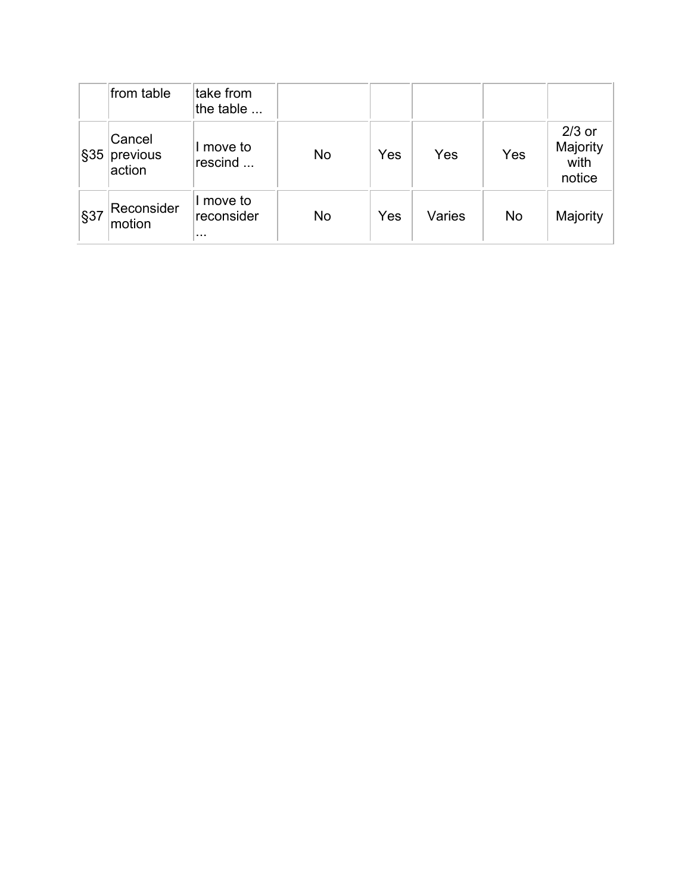| | | | | | | | |
|---|---|---|---|---|---|---|---|
| | from table | take from the table ... | | | | | |
| §35 | Cancel previous action | I move to rescind ... | No | Yes | Yes | Yes | 2/3 or Majority with notice |
| §37 | Reconsider motion | I move to reconsider ... | No | Yes | Varies | No | Majority |